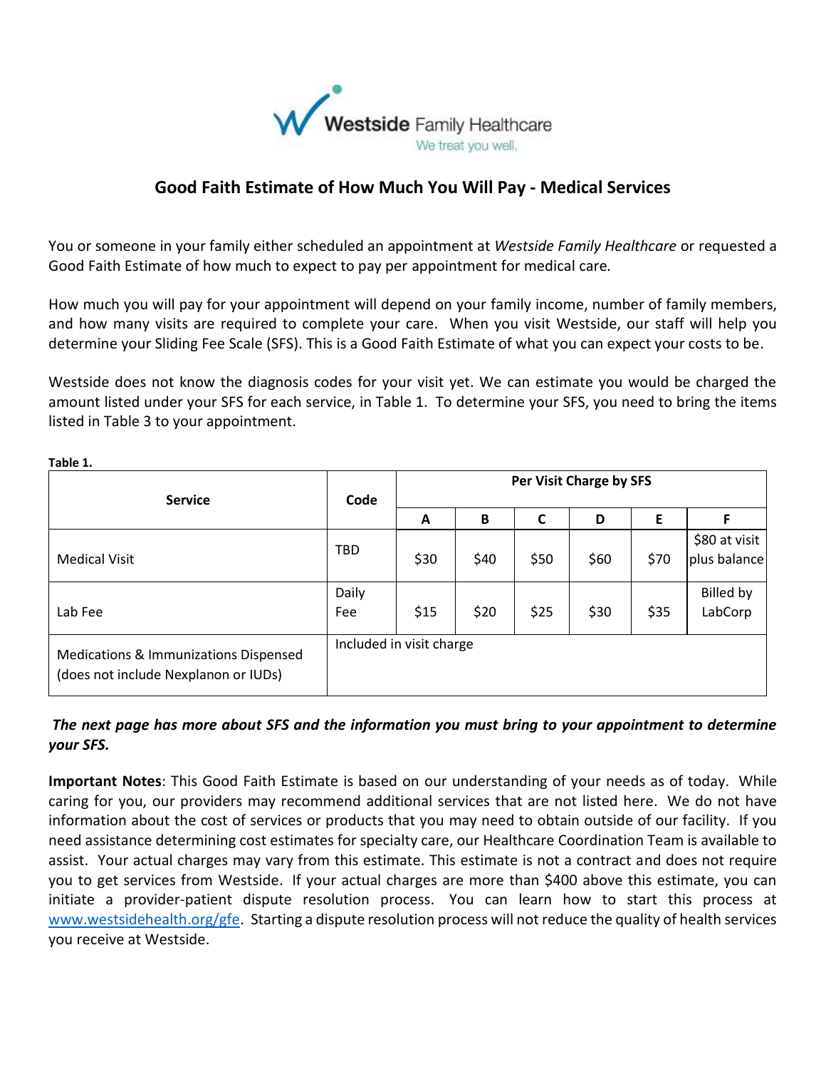Westside Family Healthcare

We treat you well.

# Good Faith Estimate of How Much You Will Pay - Medical Services

You or someone in your family either scheduled an appointment at *Westside Family Healthcare* or requested a Good Faith Estimate of how much to expect to pay per appointment for medical care.

How much you will pay for your appointment will depend on your family income, number of family members, and how many visits are required to complete your care. When you visit Westside, our staff will help you determine your Sliding Fee Scale (SFS). This is a Good Faith Estimate of what you can expect your costs to be.

Westside does not know the diagnosis codes for your visit yet. We can estimate you would be charged the amount listed under your SFS for each service, in Table 1. To determine your SFS, you need to bring the items listed in Table 3 to your appointment.

**Table 1.**

| Service | Code | Per Visit Charge by SFS | | | | | |
|---|---|---|---|---|---|---|---|
| | | A | B | C | D | E | F |
| Medical Visit | TBD | $30 | $40 | $50 | $60 | $70 | $80 at visit plus balance |
| Lab Fee | Daily Fee | $15 | $20 | $25 | $30 | $35 | Billed by LabCorp |
| Medications & Immunizations Dispensed (does not include Nexplanon or IUDs) | Included in visit charge | | | | | | |

***The next page has more about SFS and the information you must bring to your appointment to determine your SFS.***

**Important Notes**: This Good Faith Estimate is based on our understanding of your needs as of today. While caring for you, our providers may recommend additional services that are not listed here. We do not have information about the cost of services or products that you may need to obtain outside of our facility. If you need assistance determining cost estimates for specialty care, our Healthcare Coordination Team is available to assist. Your actual charges may vary from this estimate. This estimate is not a contract and does not require you to get services from Westside. If your actual charges are more than $400 above this estimate, you can initiate a provider-patient dispute resolution process. You can learn how to start this process at [www.westsidehealth.org/gfe](http://www.westsidehealth.org/gfe). Starting a dispute resolution process will not reduce the quality of health services you receive at Westside.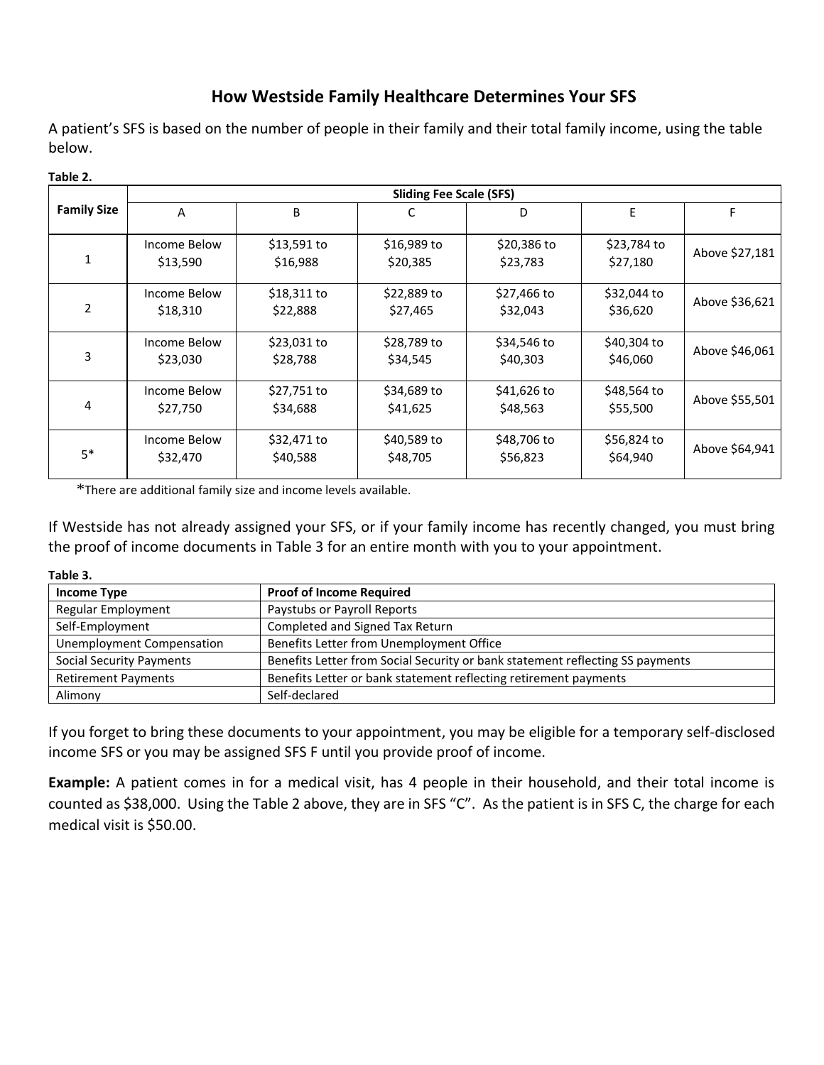## How Westside Family Healthcare Determines Your SFS

A patient's SFS is based on the number of people in their family and their total family income, using the table below.

**Table 2.**

| Family Size | Sliding Fee Scale (SFS) | | | | | |
|---|---|---|---|---|---|---|
| | A | B | C | D | E | F |
| 1 | Income Below $13,590 | $13,591 to $16,988 | $16,989 to $20,385 | $20,386 to $23,783 | $23,784 to $27,180 | Above $27,181 |
| 2 | Income Below $18,310 | $18,311 to $22,888 | $22,889 to $27,465 | $27,466 to $32,043 | $32,044 to $36,620 | Above $36,621 |
| 3 | Income Below $23,030 | $23,031 to $28,788 | $28,789 to $34,545 | $34,546 to $40,303 | $40,304 to $46,060 | Above $46,061 |
| 4 | Income Below $27,750 | $27,751 to $34,688 | $34,689 to $41,625 | $41,626 to $48,563 | $48,564 to $55,500 | Above $55,501 |
| 5* | Income Below $32,470 | $32,471 to $40,588 | $40,589 to $48,705 | $48,706 to $56,823 | $56,824 to $64,940 | Above $64,941 |

*There are additional family size and income levels available.

If Westside has not already assigned your SFS, or if your family income has recently changed, you must bring the proof of income documents in Table 3 for an entire month with you to your appointment.

**Table 3.**

| Income Type | Proof of Income Required |
|---|---|
| Regular Employment | Paystubs or Payroll Reports |
| Self-Employment | Completed and Signed Tax Return |
| Unemployment Compensation | Benefits Letter from Unemployment Office |
| Social Security Payments | Benefits Letter from Social Security or bank statement reflecting SS payments |
| Retirement Payments | Benefits Letter or bank statement reflecting retirement payments |
| Alimony | Self-declared |

If you forget to bring these documents to your appointment, you may be eligible for a temporary self-disclosed income SFS or you may be assigned SFS F until you provide proof of income.

**Example:** A patient comes in for a medical visit, has 4 people in their household, and their total income is counted as $38,000. Using the Table 2 above, they are in SFS "C". As the patient is in SFS C, the charge for each medical visit is $50.00.